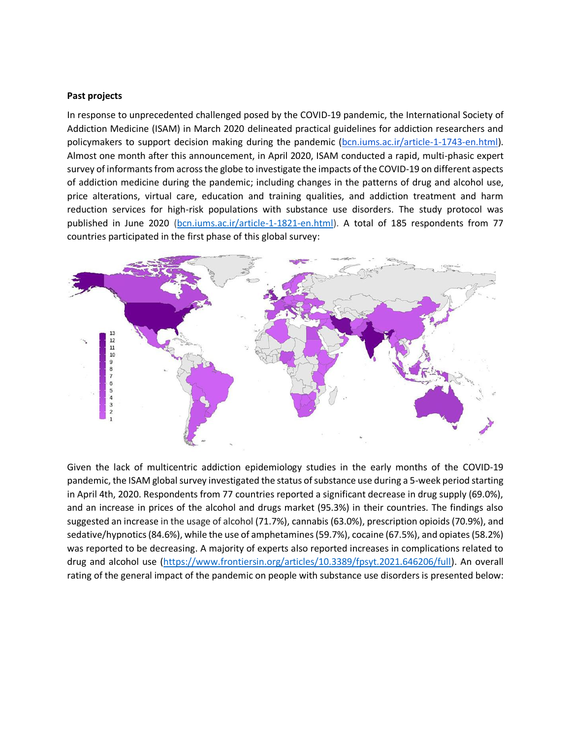**Past projects**

In response to unprecedented challenged posed by the COVID-19 pandemic, the International Society of Addiction Medicine (ISAM) in March 2020 delineated practical guidelines for addiction researchers and policymakers to support decision making during the pandemic (bcn.iums.ac.ir/article-1-1743-en.html). Almost one month after this announcement, in April 2020, ISAM conducted a rapid, multi-phasic expert survey of informants from across the globe to investigate the impacts of the COVID-19 on different aspects of addiction medicine during the pandemic; including changes in the patterns of drug and alcohol use, price alterations, virtual care, education and training qualities, and addiction treatment and harm reduction services for high-risk populations with substance use disorders. The study protocol was published in June 2020 (bcn.iums.ac.ir/article-1-1821-en.html). A total of 185 respondents from 77 countries participated in the first phase of this global survey:

Given the lack of multicentric addiction epidemiology studies in the early months of the COVID-19 pandemic, the ISAM global survey investigated the status of substance use during a 5-week period starting in April 4th, 2020. Respondents from 77 countries reported a significant decrease in drug supply (69.0%), and an increase in prices of the alcohol and drugs market (95.3%) in their countries. The findings also suggested an increase in the usage of alcohol (71.7%), cannabis (63.0%), prescription opioids (70.9%), and sedative/hypnotics (84.6%), while the use of amphetamines (59.7%), cocaine (67.5%), and opiates (58.2%) was reported to be decreasing. A majority of experts also reported increases in complications related to drug and alcohol use (https://www.frontiersin.org/articles/10.3389/fpsyt.2021.646206/full). An overall rating of the general impact of the pandemic on people with substance use disorders is presented below: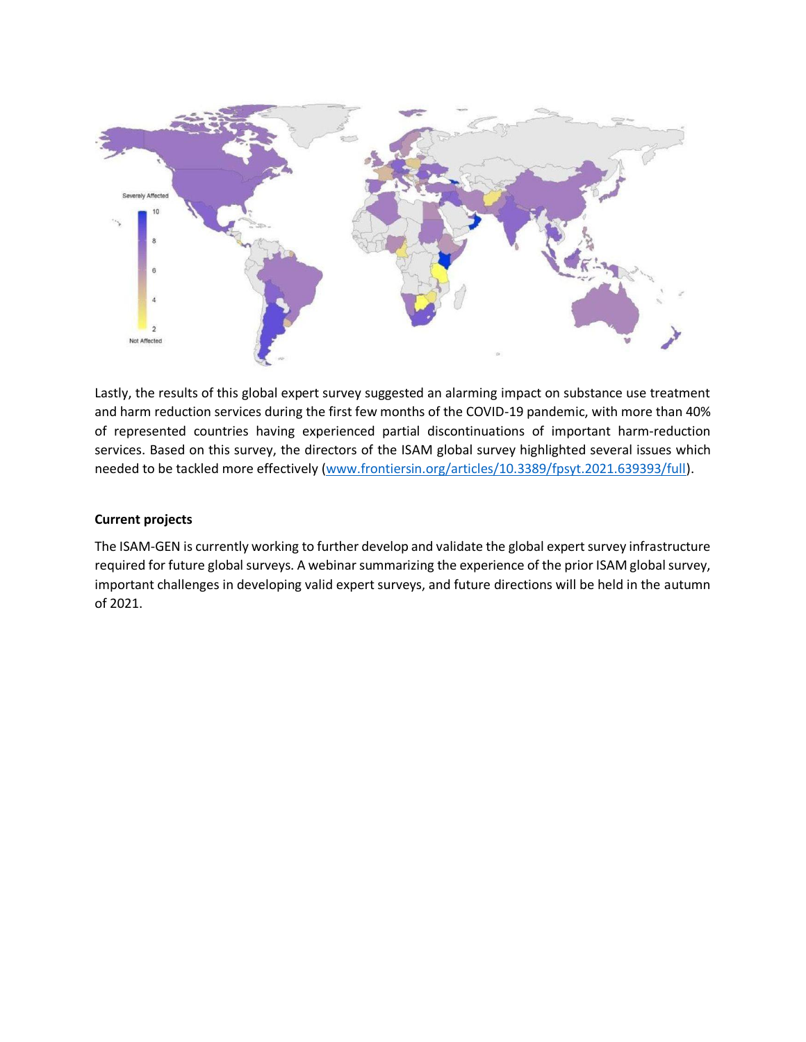Severely Affected

10

8

6

4

2

Not Affected

Lastly, the results of this global expert survey suggested an alarming impact on substance use treatment and harm reduction services during the first few months of the COVID-19 pandemic, with more than 40% of represented countries having experienced partial discontinuations of important harm-reduction services. Based on this survey, the directors of the ISAM global survey highlighted several issues which needed to be tackled more effectively (www.frontiersin.org/articles/10.3389/fpsyt.2021.639393/full).

**Current projects**

The ISAM-GEN is currently working to further develop and validate the global expert survey infrastructure required for future global surveys. A webinar summarizing the experience of the prior ISAM global survey, important challenges in developing valid expert surveys, and future directions will be held in the autumn of 2021.